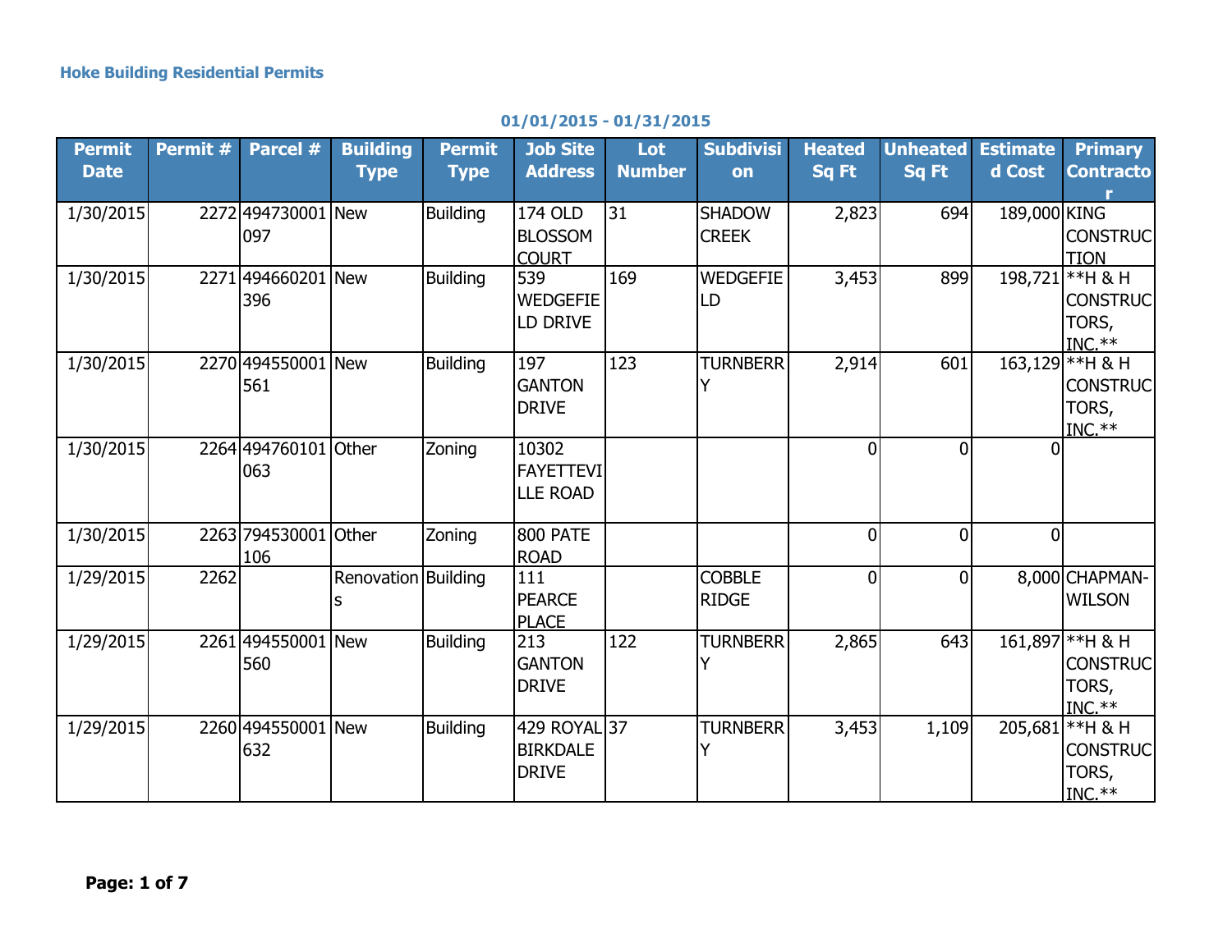**Hoke Building Residential Permits**

**01/01/2015 - 01/31/2015**

| Permit Date | Permit # | Parcel # | Building Type | Permit Type | Job Site Address | Lot Number | Subdivision | Heated Sq Ft | Unheated Sq Ft | Estimated Cost | Primary Contractor |
|---|---|---|---|---|---|---|---|---|---|---|---|
| 1/30/2015 | 2272 | 494730001097 | New | Building | 174 OLD BLOSSOM COURT | 31 | SHADOW CREEK | 2,823 | 694 | 189,000 | KING CONSTRUCTION |
| 1/30/2015 | 2271 | 494660201396 | New | Building | 539 WEDGEFIELD DRIVE | 169 | WEDGEFIELD | 3,453 | 899 | 198,721 | **H & H CONSTRUCTORS, INC.** |
| 1/30/2015 | 2270 | 494550001561 | New | Building | 197 GANTON DRIVE | 123 | TURNBERRY | 2,914 | 601 | 163,129 | **H & H CONSTRUCTORS, INC.** |
| 1/30/2015 | 2264 | 494760101063 | Other | Zoning | 10302 FAYETTEVILLE ROAD | | | 0 | 0 | 0 | |
| 1/30/2015 | 2263 | 794530001106 | Other | Zoning | 800 PATE ROAD | | | 0 | 0 | 0 | |
| 1/29/2015 | 2262 | | Renovations | Building | 111 PEARCE PLACE | | COBBLE RIDGE | 0 | 0 | 8,000 | CHAPMAN-WILSON |
| 1/29/2015 | 2261 | 494550001560 | New | Building | 213 GANTON DRIVE | 122 | TURNBERRY | 2,865 | 643 | 161,897 | **H & H CONSTRUCTORS, INC.** |
| 1/29/2015 | 2260 | 494550001632 | New | Building | 429 ROYAL BIRKDALE DRIVE | 37 | TURNBERRY | 3,453 | 1,109 | 205,681 | **H & H CONSTRUCTORS, INC.** |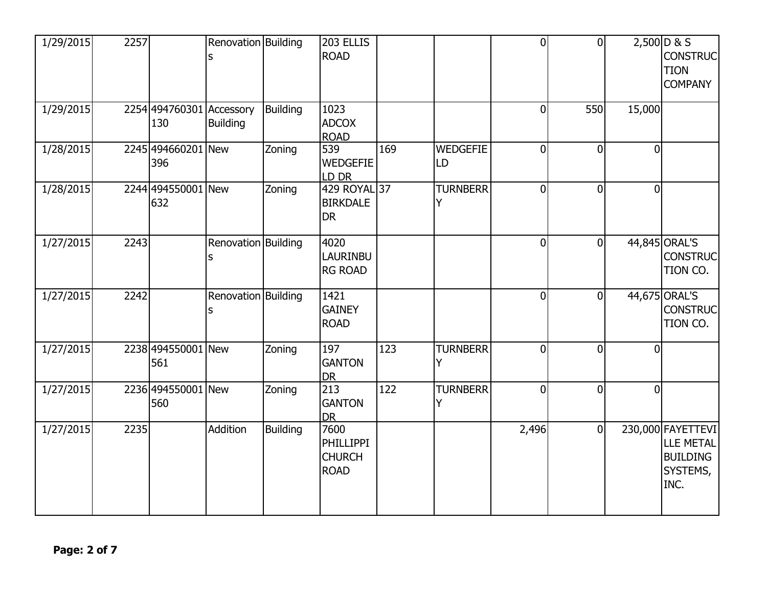| | | | | | | | | | | | |
|---|---|---|---|---|---|---|---|---|---|---|---|
| 1/29/2015 | 2257 | | Renovations | Building | 203 ELLIS ROAD | | | 0 | 0 | 2,500 | D & S CONSTRUCTION COMPANY |
| 1/29/2015 | 2254 | 494760301130 | Accessory Building | Building | 1023 ADCOX ROAD | | | 0 | 550 | 15,000 | |
| 1/28/2015 | 2245 | 494660201396 | New | Zoning | 539 WEDGEFIELD DR | 169 | WEDGEFIELD | 0 | 0 | 0 | |
| 1/28/2015 | 2244 | 494550001632 | New | Zoning | 429 ROYAL BIRKDALE DR | 37 | TURNBERRY | 0 | 0 | 0 | |
| 1/27/2015 | 2243 | | Renovations | Building | 4020 LAURINBURG ROAD | | | 0 | 0 | 44,845 | ORAL'S CONSTRUCTION CO. |
| 1/27/2015 | 2242 | | Renovations | Building | 1421 GAINEY ROAD | | | 0 | 0 | 44,675 | ORAL'S CONSTRUCTION CO. |
| 1/27/2015 | 2238 | 494550001561 | New | Zoning | 197 GANTON DR | 123 | TURNBERRY | 0 | 0 | 0 | |
| 1/27/2015 | 2236 | 494550001560 | New | Zoning | 213 GANTON DR | 122 | TURNBERRY | 0 | 0 | 0 | |
| 1/27/2015 | 2235 | | Addition | Building | 7600 PHILLIPPI CHURCH ROAD | | | 2,496 | 0 | 230,000 | FAYETTEVILLE METAL BUILDING SYSTEMS, INC. |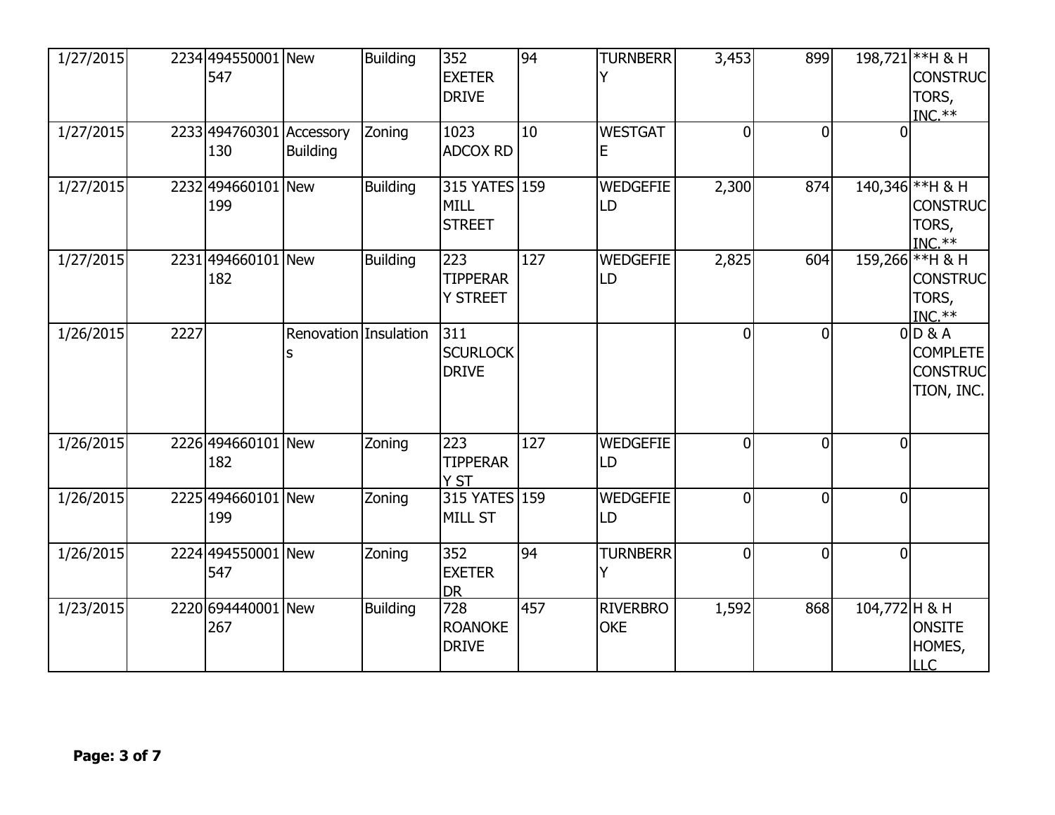| 1/27/2015 | 2234 | 494550001547 | New | Building | 352 EXETER DRIVE | 94 | TURNBERRY | 3,453 | 899 | 198,721 | **H & H CONSTRUCTORS, INC.** |
|---|---|---|---|---|---|---|---|---|---|---|---|
| 1/27/2015 | 2233 | 494760301130 | Accessory Building | Zoning | 1023 ADCOX RD | 10 | WESTGATE | 0 | 0 | 0 | |
| 1/27/2015 | 2232 | 494660101199 | New | Building | 315 YATES MILL STREET | 159 | WEDGEFIELD | 2,300 | 874 | 140,346 | **H & H CONSTRUCTORS, INC.** |
| 1/27/2015 | 2231 | 494660101182 | New | Building | 223 TIPPERARY STREET | 127 | WEDGEFIELD | 2,825 | 604 | 159,266 | **H & H CONSTRUCTORS, INC.** |
| 1/26/2015 | 2227 | | Renovations | Insulation | 311 SCURLOCK DRIVE | | | 0 | 0 | 0 | D & A COMPLETE CONSTRUCTION, INC. |
| 1/26/2015 | 2226 | 494660101182 | New | Zoning | 223 TIPPERARY ST | 127 | WEDGEFIELD | 0 | 0 | 0 | |
| 1/26/2015 | 2225 | 494660101199 | New | Zoning | 315 YATES MILL ST | 159 | WEDGEFIELD | 0 | 0 | 0 | |
| 1/26/2015 | 2224 | 494550001547 | New | Zoning | 352 EXETER DR | 94 | TURNBERRY | 0 | 0 | 0 | |
| 1/23/2015 | 2220 | 694440001267 | New | Building | 728 ROANOKE DRIVE | 457 | RIVERBROOKE | 1,592 | 868 | 104,772 | H & H ONSITE HOMES, LLC |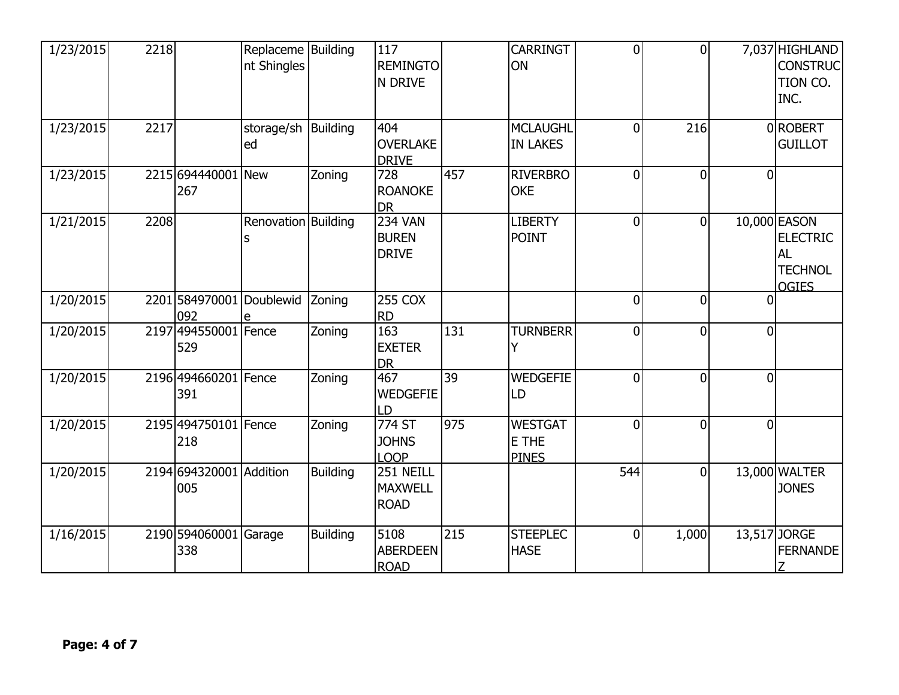| | | | | | | | | | | | |
|---|---|---|---|---|---|---|---|---|---|---|---|
| 1/23/2015 | 2218 | | Replacement Shingles | Building | 117 REMINGTON DRIVE | | CARRINGTON | 0 | 0 | 7,037 | HIGHLAND CONSTRUCTION CO. INC. |
| 1/23/2015 | 2217 | | storage/shed | Building | 404 OVERLAKE DRIVE | | MCLAUGHLIN LAKES | 0 | 216 | 0 | ROBERT GUILLOT |
| 1/23/2015 | 2215 | 694440001267 | New | Zoning | 728 ROANOKE DR | 457 | RIVERBROOKE | 0 | 0 | 0 | |
| 1/21/2015 | 2208 | | Renovations | Building | 234 VAN BUREN DRIVE | | LIBERTY POINT | 0 | 0 | 10,000 | EASON ELECTRICAL TECHNOLOGIES |
| 1/20/2015 | 2201 | 584970001092 | Doublewide | Zoning | 255 COX RD | | | 0 | 0 | 0 | |
| 1/20/2015 | 2197 | 494550001529 | Fence | Zoning | 163 EXETER DR | 131 | TURNBERRY | 0 | 0 | 0 | |
| 1/20/2015 | 2196 | 494660201391 | Fence | Zoning | 467 WEDGEFIELD | 39 | WEDGEFIELD | 0 | 0 | 0 | |
| 1/20/2015 | 2195 | 494750101218 | Fence | Zoning | 774 ST JOHNS LOOP | 975 | WESTGATE THE PINES | 0 | 0 | 0 | |
| 1/20/2015 | 2194 | 694320001005 | Addition | Building | 251 NEILL MAXWELL ROAD | | | 544 | 0 | 13,000 | WALTER JONES |
| 1/16/2015 | 2190 | 594060001338 | Garage | Building | 5108 ABERDEEN ROAD | 215 | STEEPLECHASE | 0 | 1,000 | 13,517 | JORGE FERNANDEZ |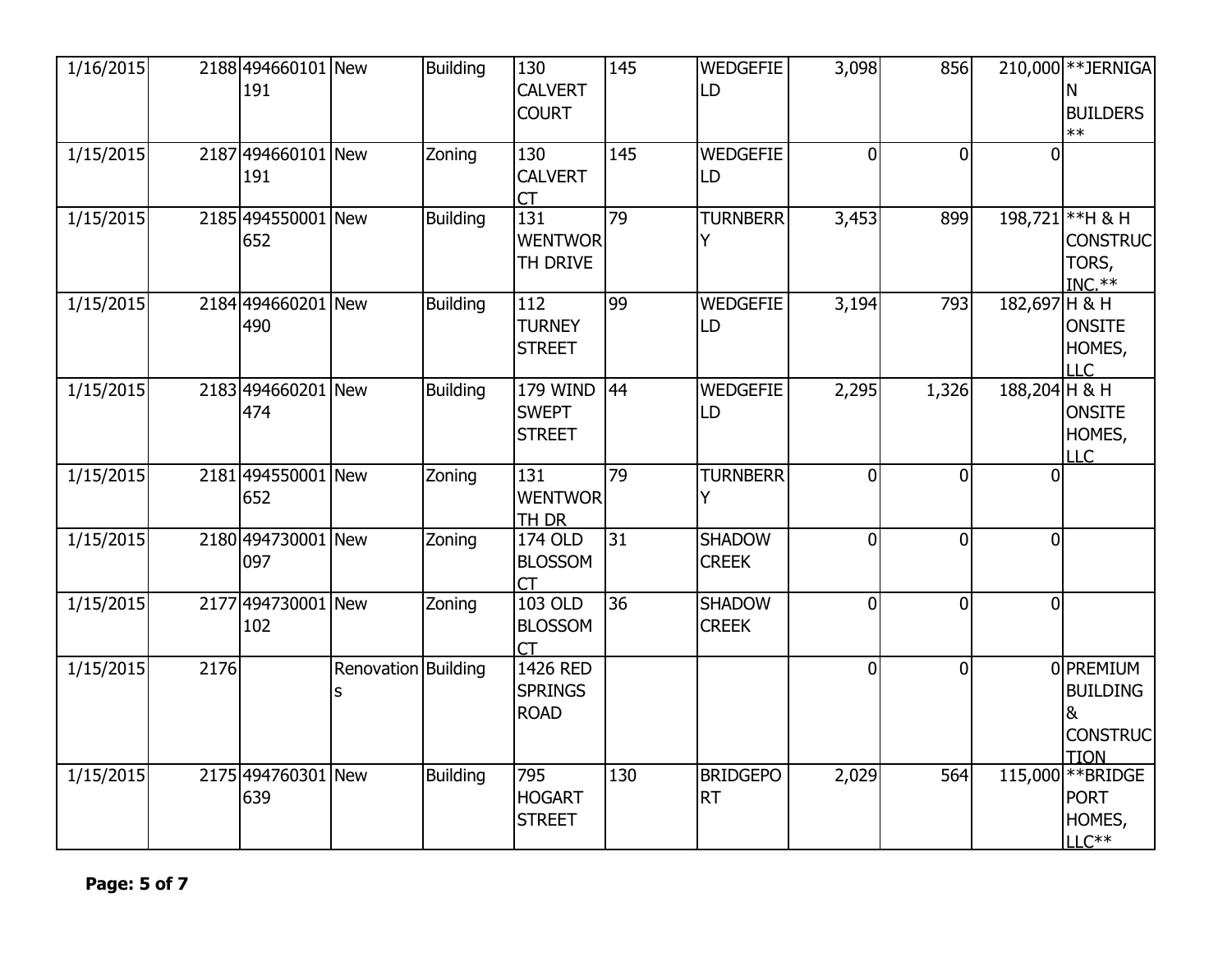| | | | | | | | | | | | |
|---|---|---|---|---|---|---|---|---|---|---|---|
| 1/16/2015 | 2188 | 494660101191 | New | Building | 130 CALVERT COURT | 145 | WEDGEFIELD | 3,098 | 856 | 210,000 | **JERNIGAN BUILDERS** |
| 1/15/2015 | 2187 | 494660101191 | New | Zoning | 130 CALVERT CT | 145 | WEDGEFIELD | 0 | 0 | 0 | |
| 1/15/2015 | 2185 | 494550001652 | New | Building | 131 WENTWORTH DRIVE | 79 | TURNBERRY | 3,453 | 899 | 198,721 | **H & H CONSTRUCTORS, INC.** |
| 1/15/2015 | 2184 | 494660201490 | New | Building | 112 TURNEY STREET | 99 | WEDGEFIELD | 3,194 | 793 | 182,697 | H & H ONSITE HOMES, LLC |
| 1/15/2015 | 2183 | 494660201474 | New | Building | 179 WIND SWEPT STREET | 44 | WEDGEFIELD | 2,295 | 1,326 | 188,204 | H & H ONSITE HOMES, LLC |
| 1/15/2015 | 2181 | 494550001652 | New | Zoning | 131 WENTWORTH DR | 79 | TURNBERRY | 0 | 0 | 0 | |
| 1/15/2015 | 2180 | 494730001097 | New | Zoning | 174 OLD BLOSSOM CT | 31 | SHADOW CREEK | 0 | 0 | 0 | |
| 1/15/2015 | 2177 | 494730001102 | New | Zoning | 103 OLD BLOSSOM CT | 36 | SHADOW CREEK | 0 | 0 | 0 | |
| 1/15/2015 | 2176 | | Renovations | Building | 1426 RED SPRINGS ROAD | | | 0 | 0 | 0 | PREMIUM BUILDING & CONSTRUCTION |
| 1/15/2015 | 2175 | 494760301639 | New | Building | 795 HOGART STREET | 130 | BRIDGEPORT | 2,029 | 564 | 115,000 | **BRIDGEPORT HOMES, LLC** |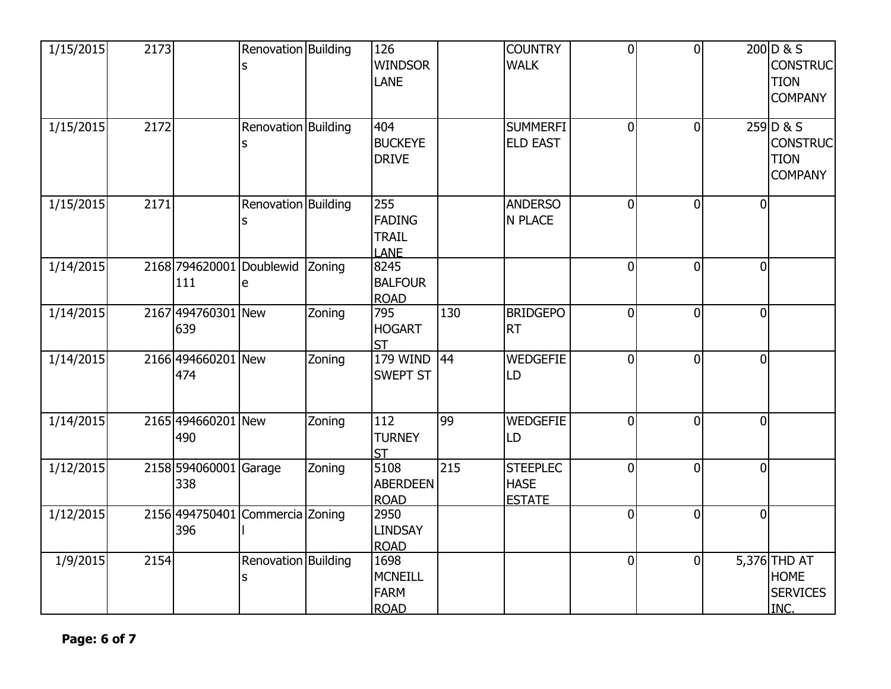| | | | | | | | | | | | |
|---|---|---|---|---|---|---|---|---|---|---|---|
| 1/15/2015 | 2173 | | Renovations | Building | 126 WINDSOR LANE | | COUNTRY WALK | 0 | 0 | 200 | D & S CONSTRUCTION COMPANY |
| 1/15/2015 | 2172 | | Renovations | Building | 404 BUCKEYE DRIVE | | SUMMERFIELD EAST | 0 | 0 | 259 | D & S CONSTRUCTION COMPANY |
| 1/15/2015 | 2171 | | Renovations | Building | 255 FADING TRAIL LANE | | ANDERSON PLACE | 0 | 0 | 0 | |
| 1/14/2015 | 2168 | 794620001111 | Doublewide | Zoning | 8245 BALFOUR ROAD | | | 0 | 0 | 0 | |
| 1/14/2015 | 2167 | 494760301639 | New | Zoning | 795 HOGART ST | 130 | BRIDGEPORT | 0 | 0 | 0 | |
| 1/14/2015 | 2166 | 494660201474 | New | Zoning | 179 WIND SWEPT ST | 44 | WEDGEFIELD | 0 | 0 | 0 | |
| 1/14/2015 | 2165 | 494660201490 | New | Zoning | 112 TURNEY ST | 99 | WEDGEFIELD | 0 | 0 | 0 | |
| 1/12/2015 | 2158 | 594060001338 | Garage | Zoning | 5108 ABERDEEN ROAD | 215 | STEEPLECHASE ESTATE | 0 | 0 | 0 | |
| 1/12/2015 | 2156 | 494750401396 | Commercial | Zoning | 2950 LINDSAY ROAD | | | 0 | 0 | 0 | |
| 1/9/2015 | 2154 | | Renovations | Building | 1698 MCNEILL FARM ROAD | | | 0 | 0 | 5,376 | THD AT HOME SERVICES INC. |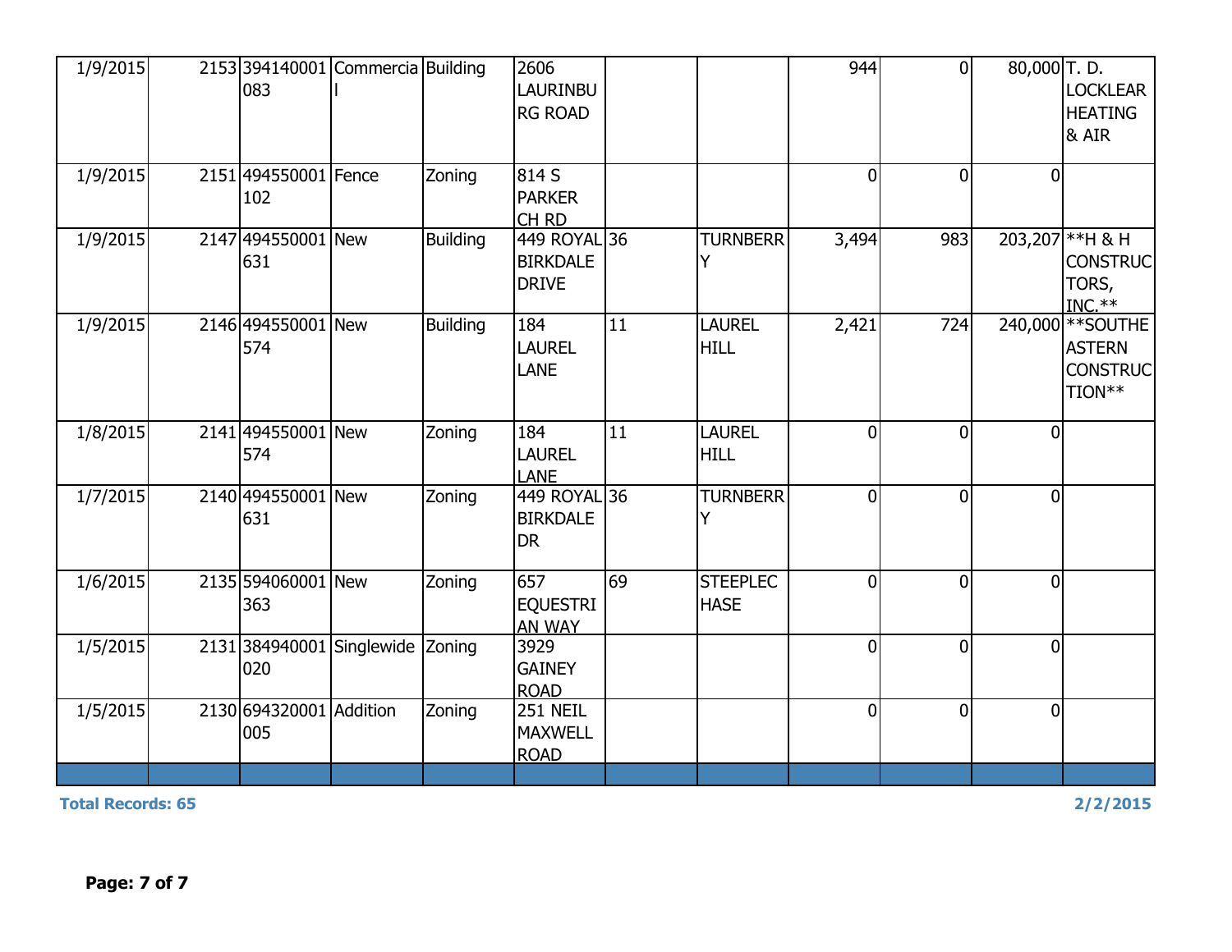| | | | | | | | | | | | |
|---|---|---|---|---|---|---|---|---|---|---|---|
| 1/9/2015 | 2153 | 394140001083 | Commercial | Building | 2606 LAURINBURG ROAD | | | 944 | 0 | 80,000 | T. D. LOCKLEAR HEATING & AIR |
| 1/9/2015 | 2151 | 494550001102 | Fence | Zoning | 814 S PARKER CH RD | | | 0 | 0 | 0 | |
| 1/9/2015 | 2147 | 494550001631 | New | Building | 449 ROYAL BIRKDALE DRIVE | 36 | TURNBERRY | 3,494 | 983 | 203,207 | **H & H CONSTRUCTORS, INC.** |
| 1/9/2015 | 2146 | 494550001574 | New | Building | 184 LAUREL LANE | 11 | LAUREL HILL | 2,421 | 724 | 240,000 | **SOUTHEASTERN CONSTRUCTION** |
| 1/8/2015 | 2141 | 494550001574 | New | Zoning | 184 LAUREL LANE | 11 | LAUREL HILL | 0 | 0 | 0 | |
| 1/7/2015 | 2140 | 494550001631 | New | Zoning | 449 ROYAL BIRKDALE DR | 36 | TURNBERRY | 0 | 0 | 0 | |
| 1/6/2015 | 2135 | 594060001363 | New | Zoning | 657 EQUESTRIAN WAY | 69 | STEEPLECHASE | 0 | 0 | 0 | |
| 1/5/2015 | 2131 | 384940001020 | Singlewide | Zoning | 3929 GAINEY ROAD | | | 0 | 0 | 0 | |
| 1/5/2015 | 2130 | 694320001005 | Addition | Zoning | 251 NEIL MAXWELL ROAD | | | 0 | 0 | 0 | |

**Total Records: 65**

**2/2/2015**